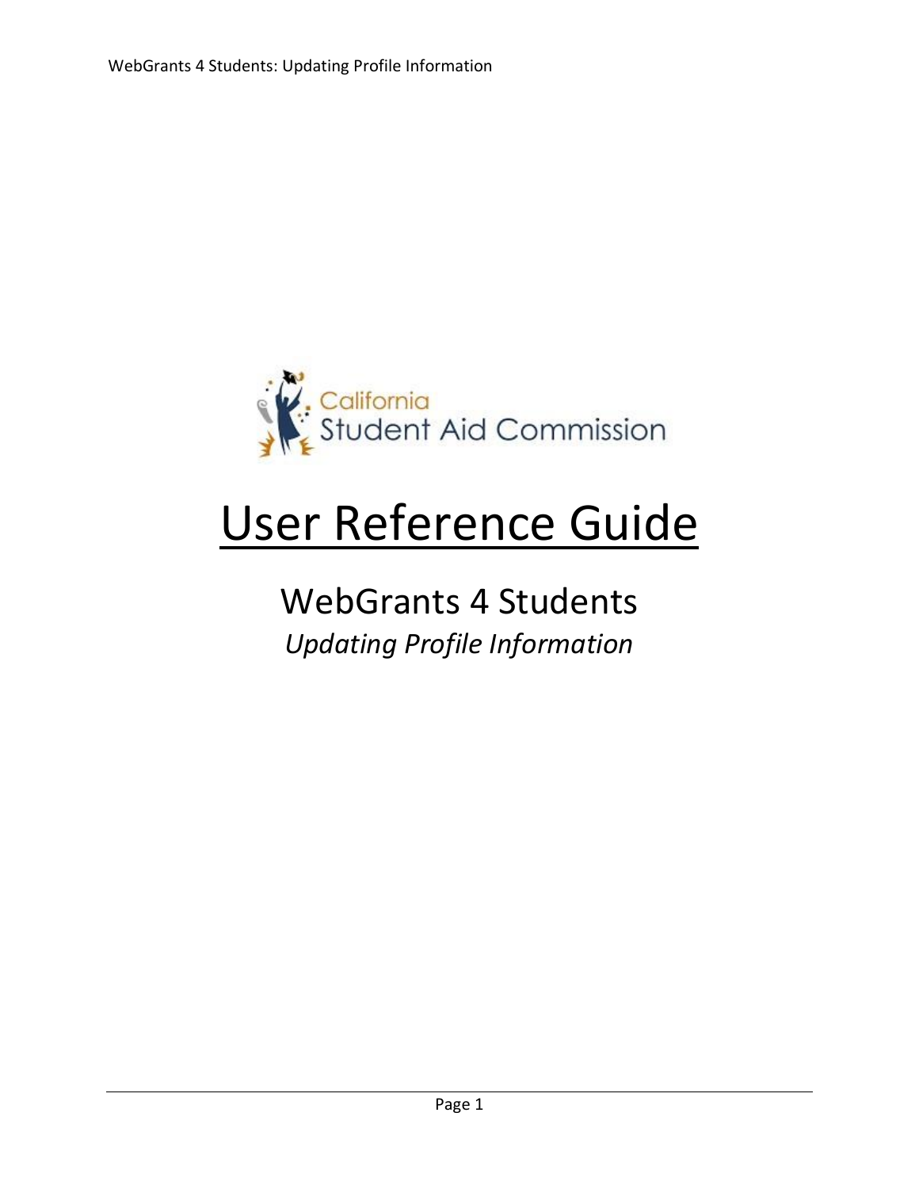California Student Aid Commission

# User Reference Guide

## WebGrants 4 Students

*Updating Profile Information*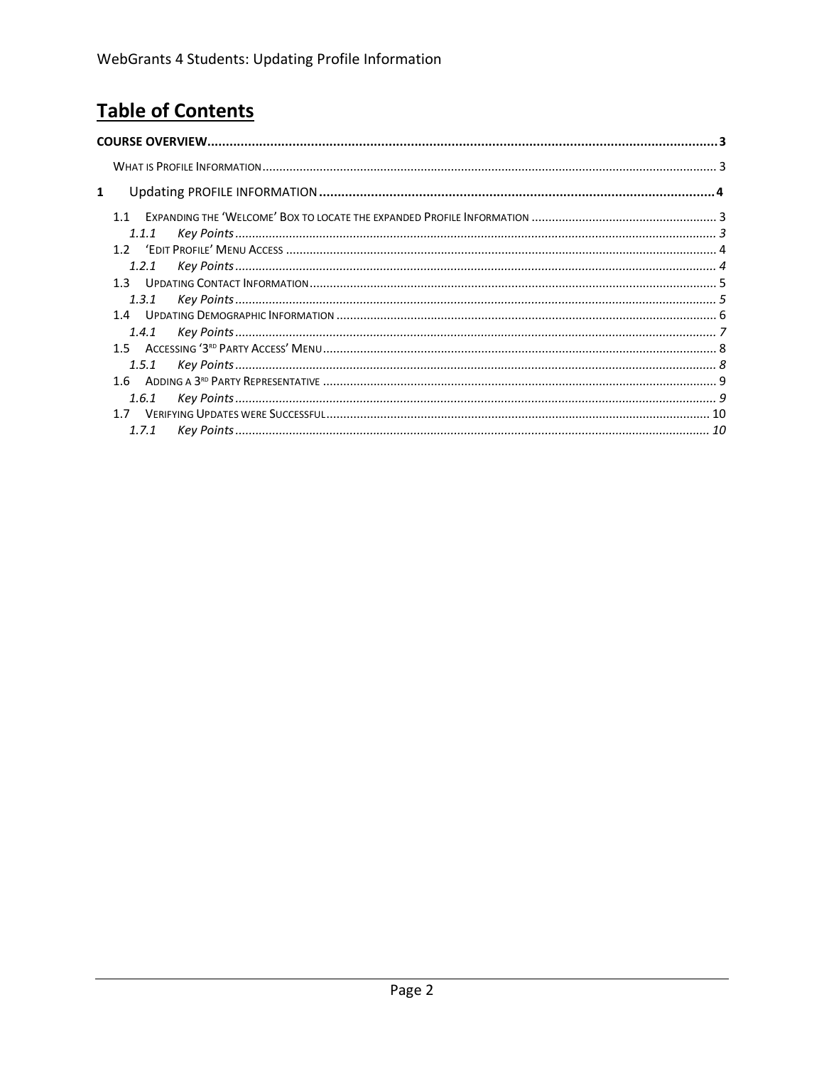# Table of Contents

**COURSE OVERVIEW** ........................................................ **3**

WHAT IS PROFILE INFORMATION ........................................................ 3

**1 Updating PROFILE INFORMATION** ........................................................ **4**

- 1.1 EXPANDING THE 'WELCOME' BOX TO LOCATE THE EXPANDED PROFILE INFORMATION ........................................................ 3
  - *1.1.1 Key Points* ........................................................ *3*
- 1.2 'EDIT PROFILE' MENU ACCESS ........................................................ 4
  - *1.2.1 Key Points* ........................................................ *4*
- 1.3 UPDATING CONTACT INFORMATION ........................................................ 5
  - *1.3.1 Key Points* ........................................................ *5*
- 1.4 UPDATING DEMOGRAPHIC INFORMATION ........................................................ 6
  - *1.4.1 Key Points* ........................................................ *7*
- 1.5 ACCESSING '3RD PARTY ACCESS' MENU ........................................................ 8
  - *1.5.1 Key Points* ........................................................ *8*
- 1.6 ADDING A 3RD PARTY REPRESENTATIVE ........................................................ 9
  - *1.6.1 Key Points* ........................................................ *9*
- 1.7 VERIFYING UPDATES WERE SUCCESSFUL ........................................................ 10
  - *1.7.1 Key Points* ........................................................ *10*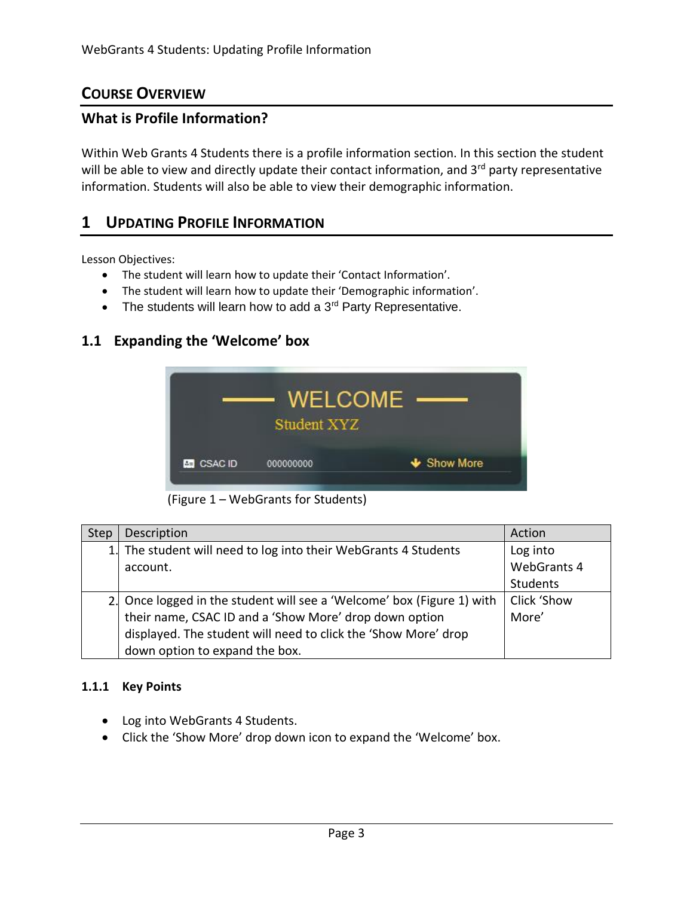# COURSE OVERVIEW

## What is Profile Information?

Within Web Grants 4 Students there is a profile information section. In this section the student will be able to view and directly update their contact information, and 3rd party representative information. Students will also be able to view their demographic information.

# 1 UPDATING PROFILE INFORMATION

Lesson Objectives:

- The student will learn how to update their 'Contact Information'.
- The student will learn how to update their 'Demographic information'.
- The students will learn how to add a 3rd Party Representative.

## 1.1 Expanding the 'Welcome' box

(Figure 1 – WebGrants for Students)

| Step | Description | Action |
|---|---|---|
| 1. | The student will need to log into their WebGrants 4 Students account. | Log into WebGrants 4 Students |
| 2. | Once logged in the student will see a 'Welcome' box (Figure 1) with their name, CSAC ID and a 'Show More' drop down option displayed. The student will need to click the 'Show More' drop down option to expand the box. | Click 'Show More' |

### 1.1.1 Key Points

- Log into WebGrants 4 Students.
- Click the 'Show More' drop down icon to expand the 'Welcome' box.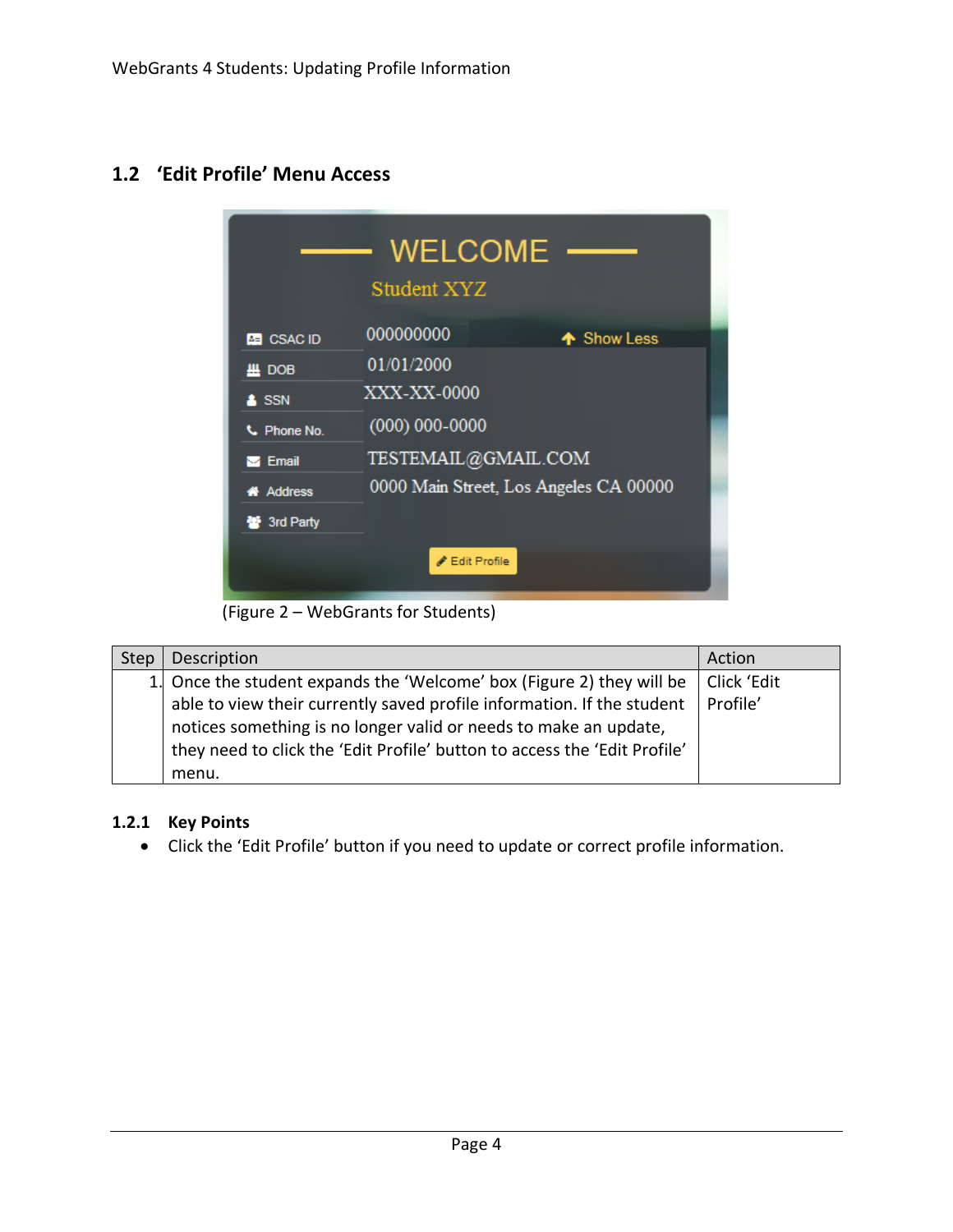## 1.2 'Edit Profile' Menu Access

(Figure 2 – WebGrants for Students)

| Step | Description | Action |
|---|---|---|
| 1. | Once the student expands the 'Welcome' box (Figure 2) they will be able to view their currently saved profile information. If the student notices something is no longer valid or needs to make an update, they need to click the 'Edit Profile' button to access the 'Edit Profile' menu. | Click 'Edit Profile' |

### 1.2.1 Key Points

- Click the 'Edit Profile' button if you need to update or correct profile information.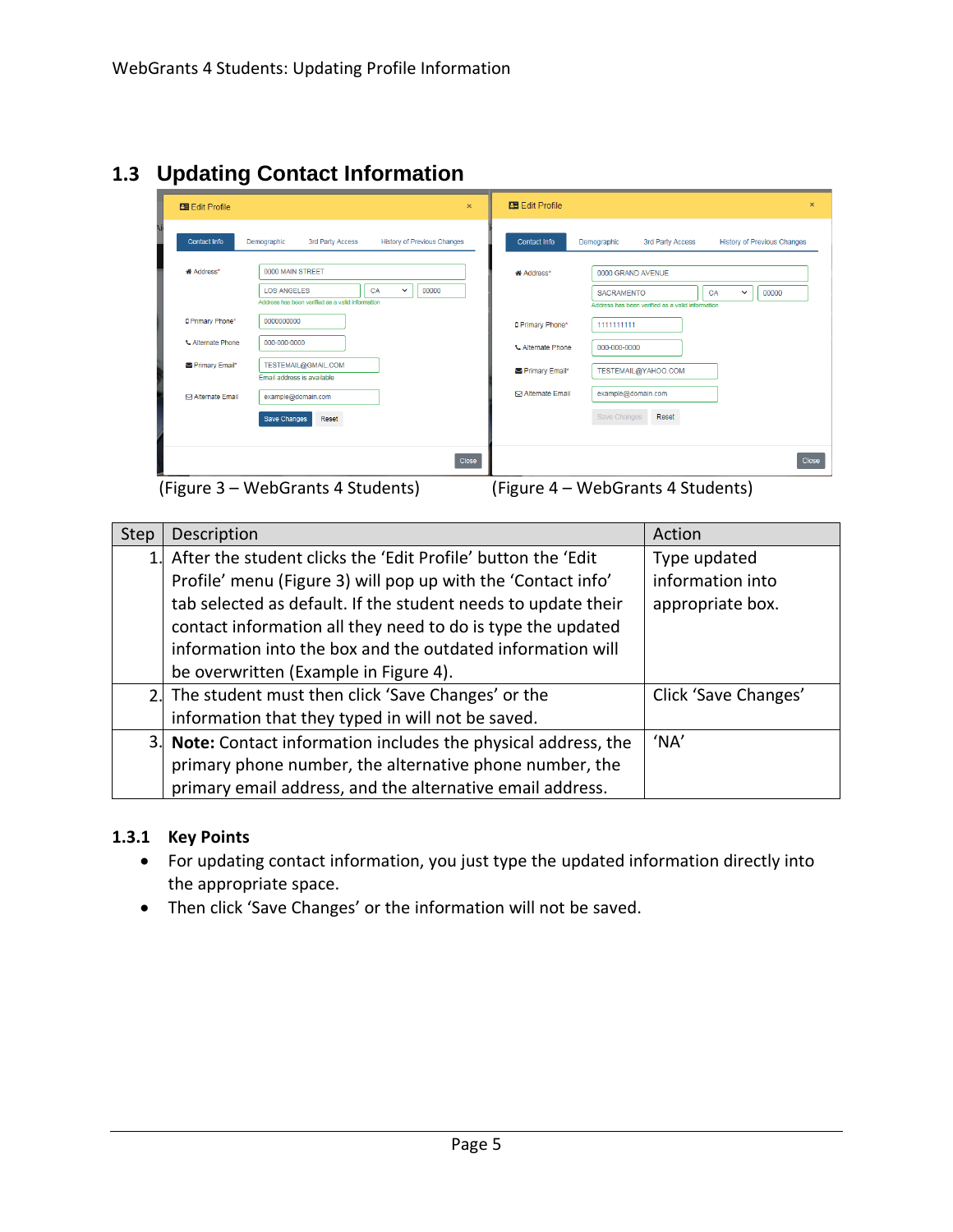## 1.3 Updating Contact Information

(Figure 3 – WebGrants 4 Students) (Figure 4 – WebGrants 4 Students)

| Step | Description | Action |
|---|---|---|
| 1. | After the student clicks the 'Edit Profile' button the 'Edit Profile' menu (Figure 3) will pop up with the 'Contact info' tab selected as default. If the student needs to update their contact information all they need to do is type the updated information into the box and the outdated information will be overwritten (Example in Figure 4). | Type updated information into appropriate box. |
| 2. | The student must then click 'Save Changes' or the information that they typed in will not be saved. | Click 'Save Changes' |
| 3. | **Note:** Contact information includes the physical address, the primary phone number, the alternative phone number, the primary email address, and the alternative email address. | 'NA' |

### 1.3.1 Key Points

- For updating contact information, you just type the updated information directly into the appropriate space.
- Then click 'Save Changes' or the information will not be saved.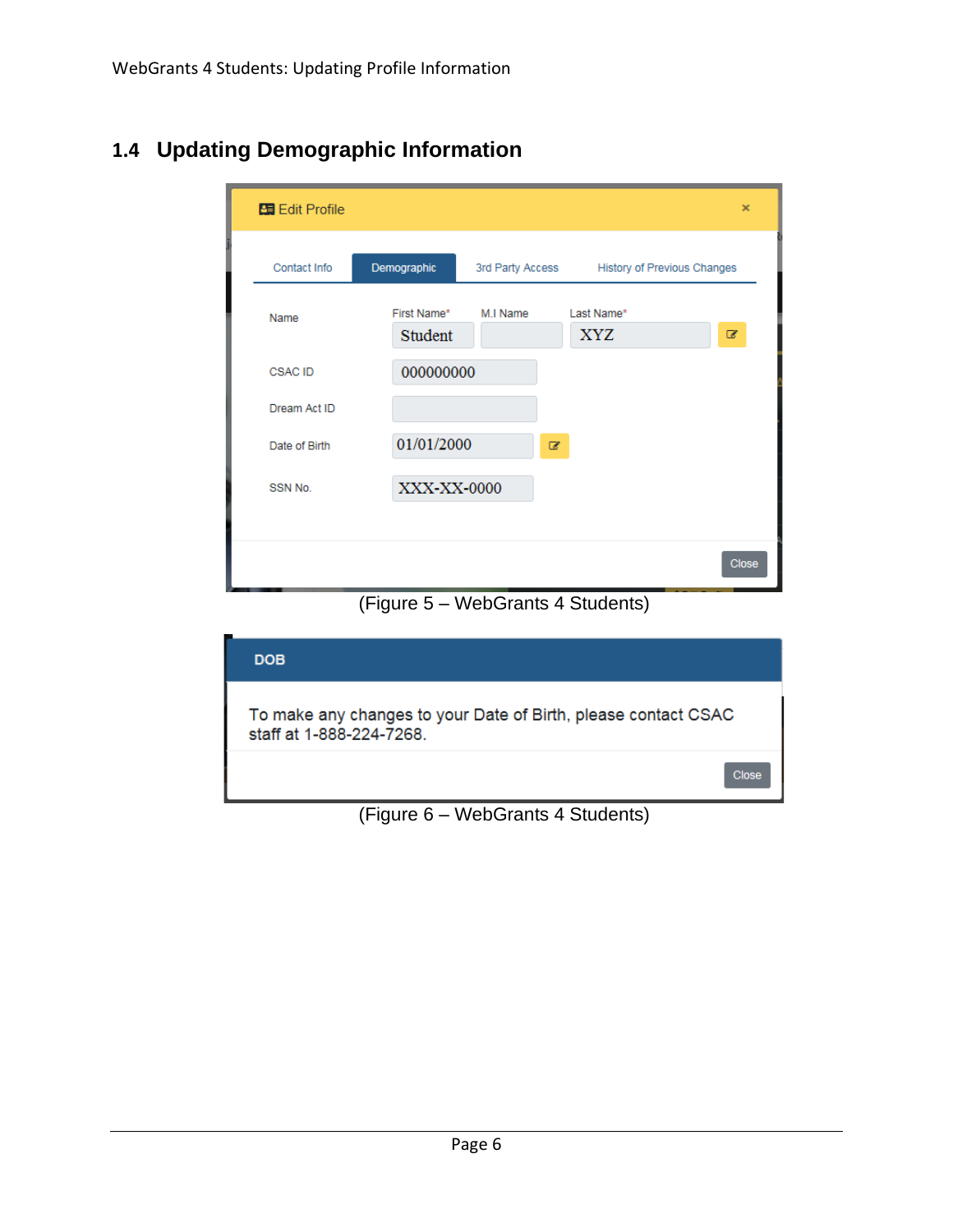## 1.4 Updating Demographic Information

(Figure 5 – WebGrants 4 Students)

(Figure 6 – WebGrants 4 Students)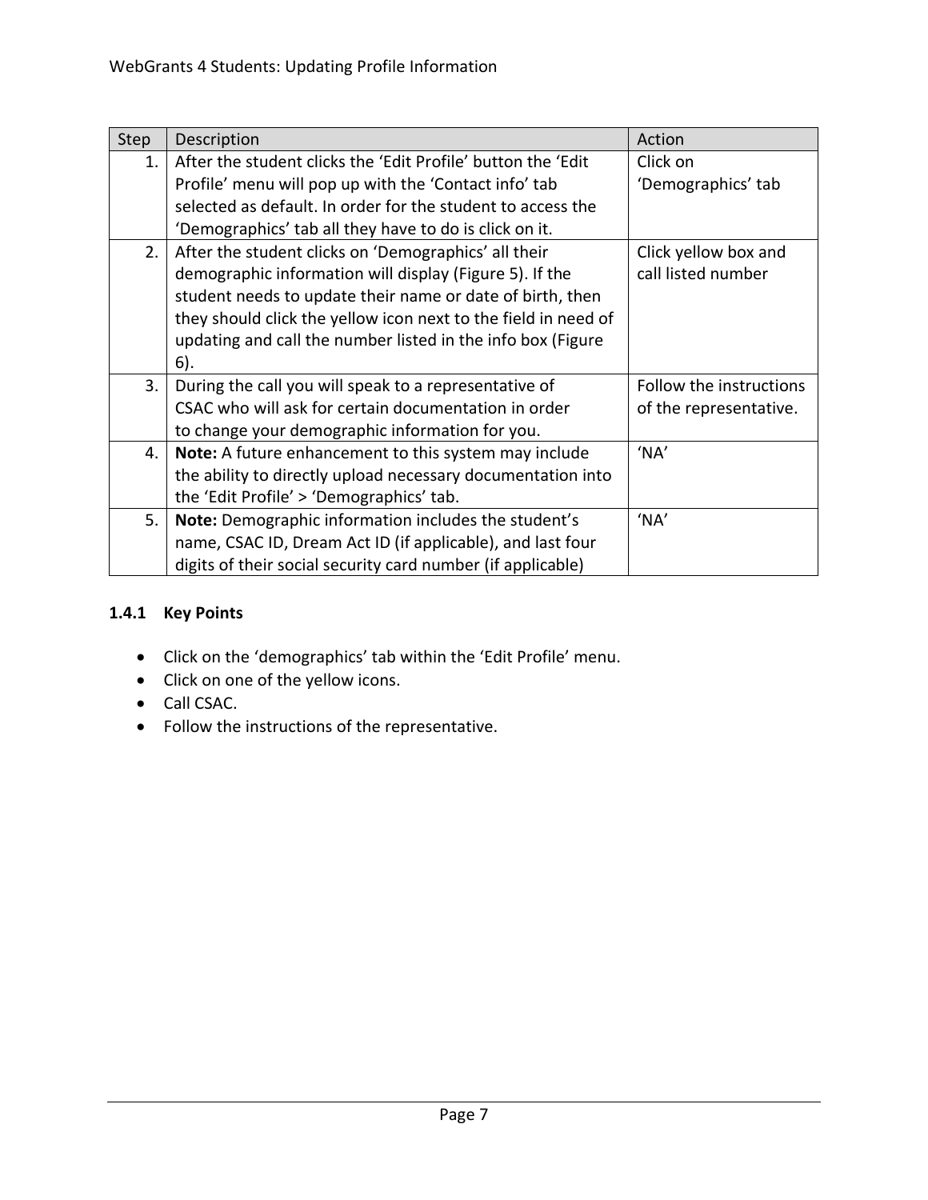| Step | Description | Action |
|---|---|---|
| 1. | After the student clicks the ‘Edit Profile’ button the ‘Edit Profile’ menu will pop up with the ‘Contact info’ tab selected as default. In order for the student to access the ‘Demographics’ tab all they have to do is click on it. | Click on ‘Demographics’ tab |
| 2. | After the student clicks on ‘Demographics’ all their demographic information will display (Figure 5). If the student needs to update their name or date of birth, then they should click the yellow icon next to the field in need of updating and call the number listed in the info box (Figure 6). | Click yellow box and call listed number |
| 3. | During the call you will speak to a representative of CSAC who will ask for certain documentation in order to change your demographic information for you. | Follow the instructions of the representative. |
| 4. | **Note:** A future enhancement to this system may include the ability to directly upload necessary documentation into the ‘Edit Profile’ > ‘Demographics’ tab. | ‘NA’ |
| 5. | **Note:** Demographic information includes the student’s name, CSAC ID, Dream Act ID (if applicable), and last four digits of their social security card number (if applicable) | ‘NA’ |

### 1.4.1 Key Points

- Click on the ‘demographics’ tab within the ‘Edit Profile’ menu.
- Click on one of the yellow icons.
- Call CSAC.
- Follow the instructions of the representative.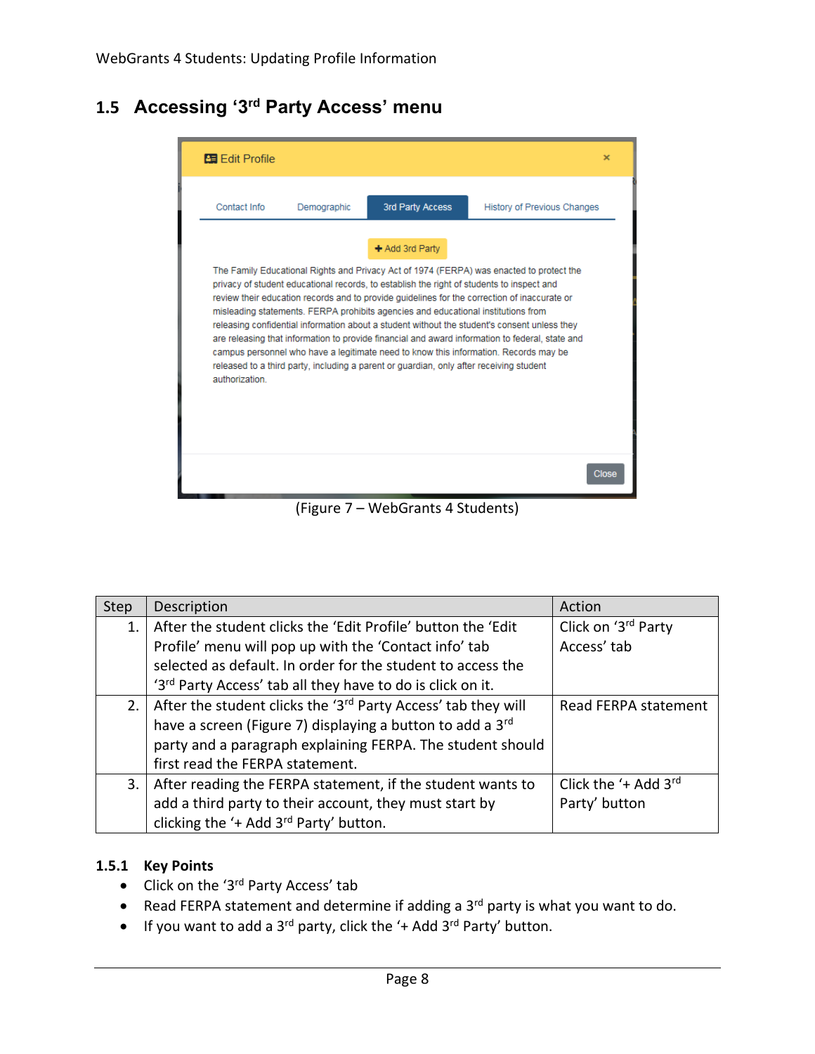## 1.5 Accessing '3rd Party Access' menu

(Figure 7 – WebGrants 4 Students)

| Step | Description | Action |
| --- | --- | --- |
| 1. | After the student clicks the 'Edit Profile' button the 'Edit Profile' menu will pop up with the 'Contact info' tab selected as default. In order for the student to access the '3rd Party Access' tab all they have to do is click on it. | Click on '3rd Party Access' tab |
| 2. | After the student clicks the '3rd Party Access' tab they will have a screen (Figure 7) displaying a button to add a 3rd party and a paragraph explaining FERPA. The student should first read the FERPA statement. | Read FERPA statement |
| 3. | After reading the FERPA statement, if the student wants to add a third party to their account, they must start by clicking the '+ Add 3rd Party' button. | Click the '+ Add 3rd Party' button |

### 1.5.1 Key Points

- Click on the '3rd Party Access' tab
- Read FERPA statement and determine if adding a 3rd party is what you want to do.
- If you want to add a 3rd party, click the '+ Add 3rd Party' button.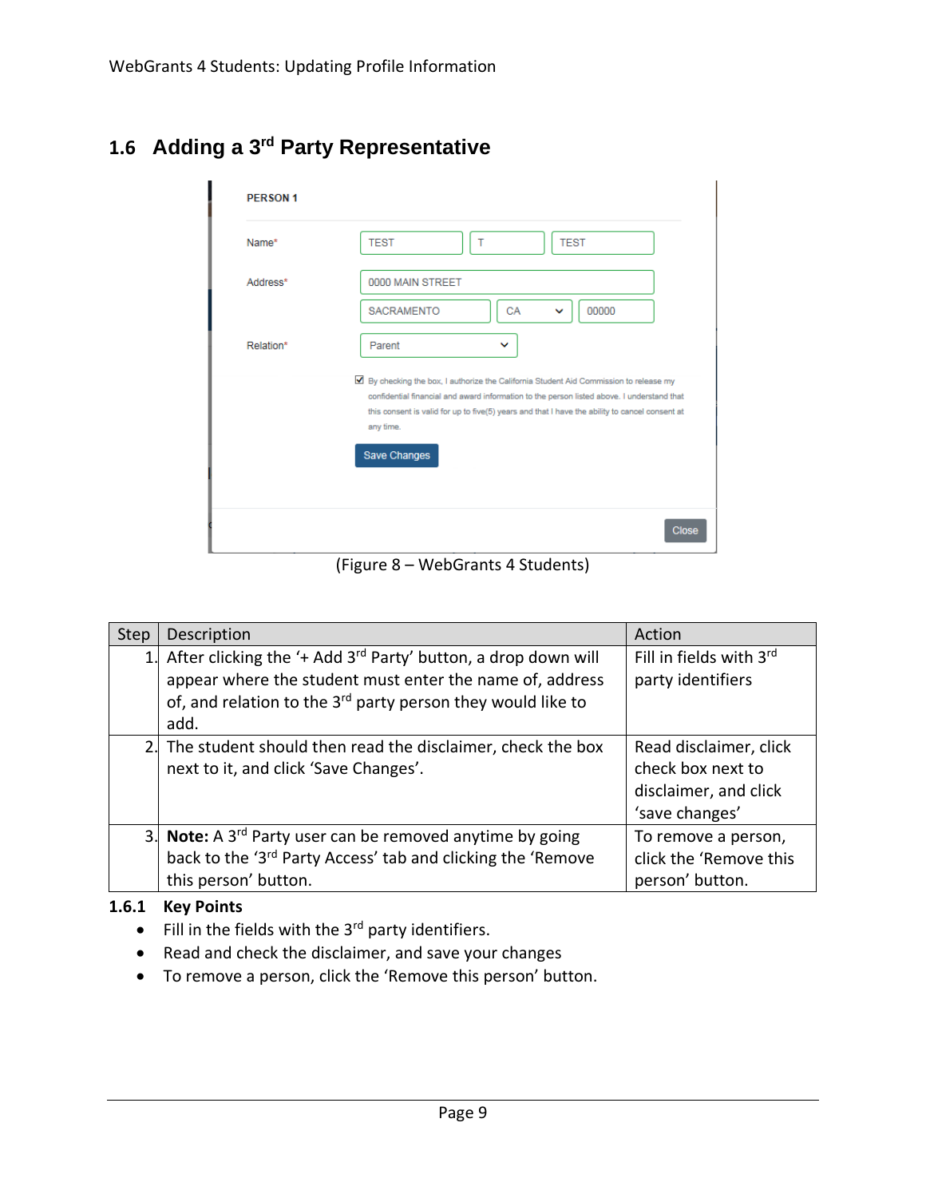## 1.6 Adding a 3rd Party Representative

(Figure 8 – WebGrants 4 Students)

| Step | Description | Action |
|---|---|---|
| 1. | After clicking the '+ Add 3rd Party' button, a drop down will appear where the student must enter the name of, address of, and relation to the 3rd party person they would like to add. | Fill in fields with 3rd party identifiers |
| 2. | The student should then read the disclaimer, check the box next to it, and click 'Save Changes'. | Read disclaimer, click check box next to disclaimer, and click 'save changes' |
| 3. | **Note:** A 3rd Party user can be removed anytime by going back to the '3rd Party Access' tab and clicking the 'Remove this person' button. | To remove a person, click the 'Remove this person' button. |

### 1.6.1 Key Points

- Fill in the fields with the 3rd party identifiers.
- Read and check the disclaimer, and save your changes
- To remove a person, click the 'Remove this person' button.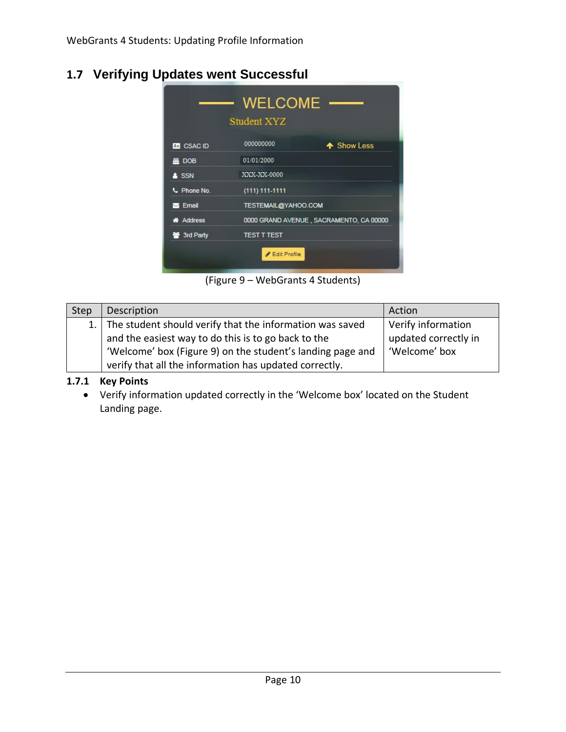## 1.7 Verifying Updates went Successful

(Figure 9 – WebGrants 4 Students)

| Step | Description | Action |
|---|---|---|
| 1. | The student should verify that the information was saved and the easiest way to do this is to go back to the 'Welcome' box (Figure 9) on the student's landing page and verify that all the information has updated correctly. | Verify information updated correctly in 'Welcome' box |

### 1.7.1 Key Points

- Verify information updated correctly in the 'Welcome box' located on the Student Landing page.